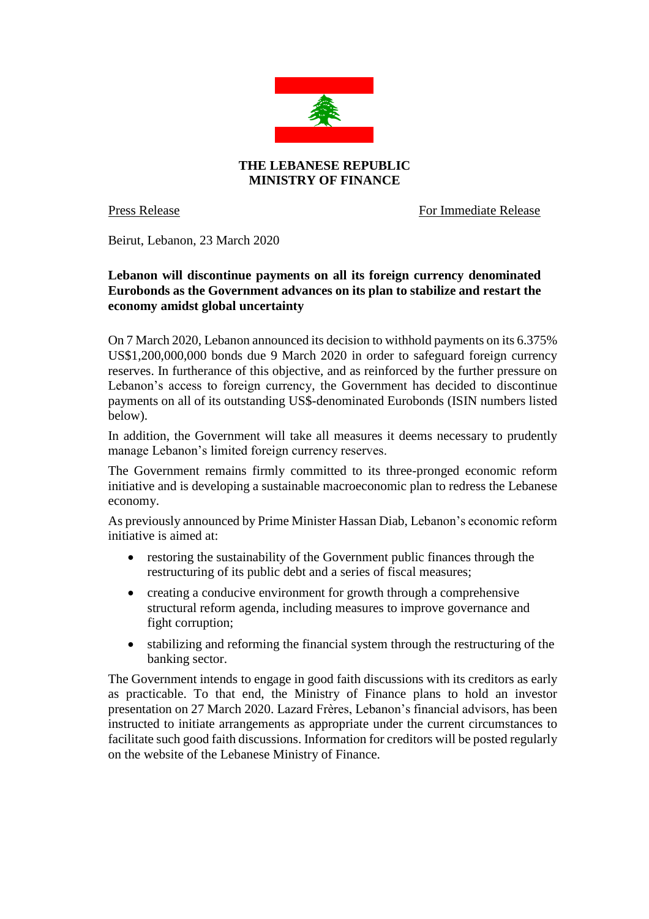**THE LEBANESE REPUBLIC**
**MINISTRY OF FINANCE**

Press Release — For Immediate Release

Beirut, Lebanon, 23 March 2020

**Lebanon will discontinue payments on all its foreign currency denominated Eurobonds as the Government advances on its plan to stabilize and restart the economy amidst global uncertainty**

On 7 March 2020, Lebanon announced its decision to withhold payments on its 6.375% US$1,200,000,000 bonds due 9 March 2020 in order to safeguard foreign currency reserves. In furtherance of this objective, and as reinforced by the further pressure on Lebanon's access to foreign currency, the Government has decided to discontinue payments on all of its outstanding US$-denominated Eurobonds (ISIN numbers listed below).

In addition, the Government will take all measures it deems necessary to prudently manage Lebanon's limited foreign currency reserves.

The Government remains firmly committed to its three-pronged economic reform initiative and is developing a sustainable macroeconomic plan to redress the Lebanese economy.

As previously announced by Prime Minister Hassan Diab, Lebanon's economic reform initiative is aimed at:

- restoring the sustainability of the Government public finances through the restructuring of its public debt and a series of fiscal measures;
- creating a conducive environment for growth through a comprehensive structural reform agenda, including measures to improve governance and fight corruption;
- stabilizing and reforming the financial system through the restructuring of the banking sector.

The Government intends to engage in good faith discussions with its creditors as early as practicable. To that end, the Ministry of Finance plans to hold an investor presentation on 27 March 2020. Lazard Frères, Lebanon's financial advisors, has been instructed to initiate arrangements as appropriate under the current circumstances to facilitate such good faith discussions. Information for creditors will be posted regularly on the website of the Lebanese Ministry of Finance.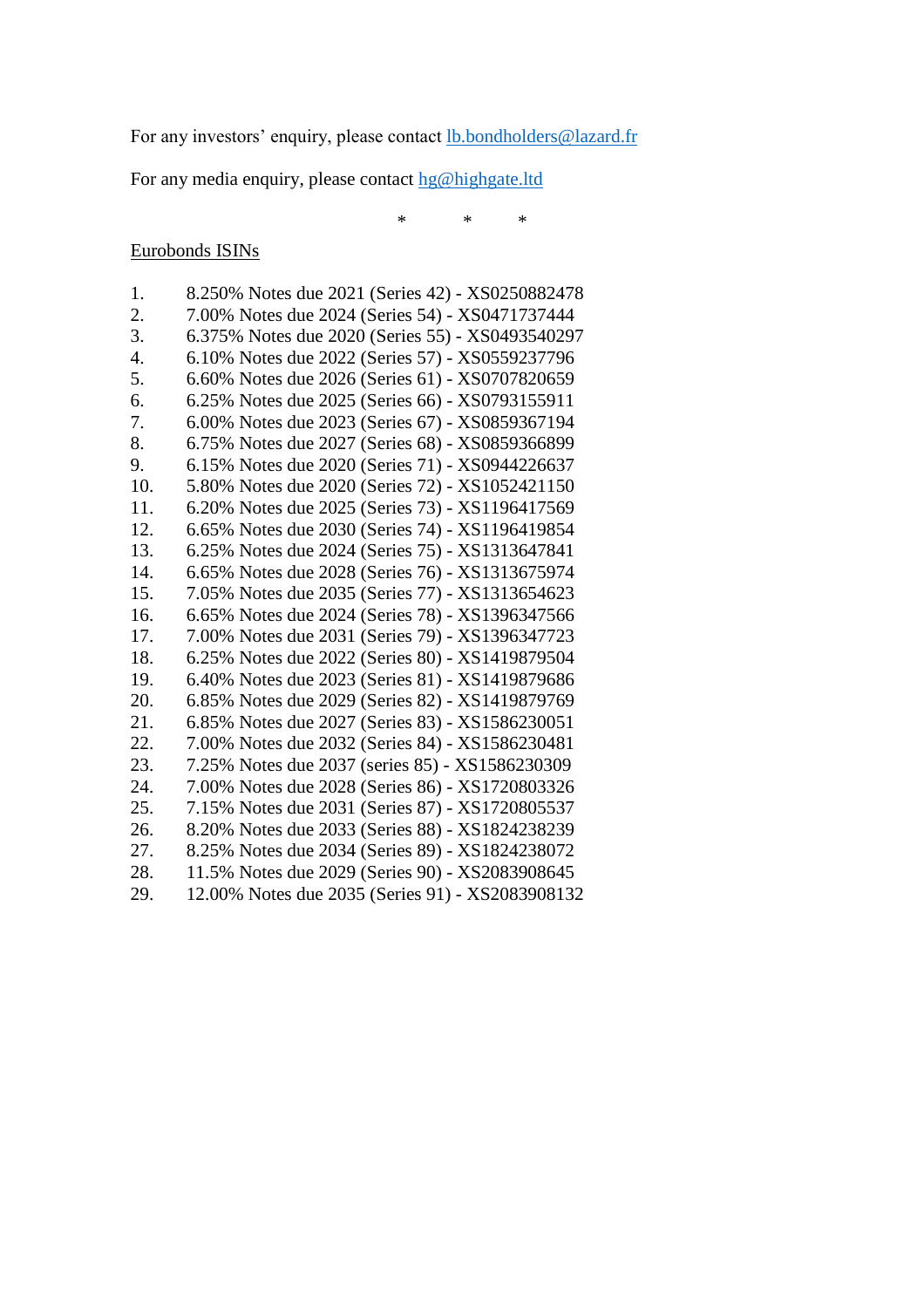For any investors' enquiry, please contact lb.bondholders@lazard.fr

For any media enquiry, please contact hg@highgate.ltd

\*     \*     \*

Eurobonds ISINs

1. 8.250% Notes due 2021 (Series 42) - XS0250882478
2. 7.00% Notes due 2024 (Series 54) - XS0471737444
3. 6.375% Notes due 2020 (Series 55) - XS0493540297
4. 6.10% Notes due 2022 (Series 57) - XS0559237796
5. 6.60% Notes due 2026 (Series 61) - XS0707820659
6. 6.25% Notes due 2025 (Series 66) - XS0793155911
7. 6.00% Notes due 2023 (Series 67) - XS0859367194
8. 6.75% Notes due 2027 (Series 68) - XS0859366899
9. 6.15% Notes due 2020 (Series 71) - XS0944226637
10. 5.80% Notes due 2020 (Series 72) - XS1052421150
11. 6.20% Notes due 2025 (Series 73) - XS1196417569
12. 6.65% Notes due 2030 (Series 74) - XS1196419854
13. 6.25% Notes due 2024 (Series 75) - XS1313647841
14. 6.65% Notes due 2028 (Series 76) - XS1313675974
15. 7.05% Notes due 2035 (Series 77) - XS1313654623
16. 6.65% Notes due 2024 (Series 78) - XS1396347566
17. 7.00% Notes due 2031 (Series 79) - XS1396347723
18. 6.25% Notes due 2022 (Series 80) - XS1419879504
19. 6.40% Notes due 2023 (Series 81) - XS1419879686
20. 6.85% Notes due 2029 (Series 82) - XS1419879769
21. 6.85% Notes due 2027 (Series 83) - XS1586230051
22. 7.00% Notes due 2032 (Series 84) - XS1586230481
23. 7.25% Notes due 2037 (series 85) - XS1586230309
24. 7.00% Notes due 2028 (Series 86) - XS1720803326
25. 7.15% Notes due 2031 (Series 87) - XS1720805537
26. 8.20% Notes due 2033 (Series 88) - XS1824238239
27. 8.25% Notes due 2034 (Series 89) - XS1824238072
28. 11.5% Notes due 2029 (Series 90) - XS2083908645
29. 12.00% Notes due 2035 (Series 91) - XS2083908132